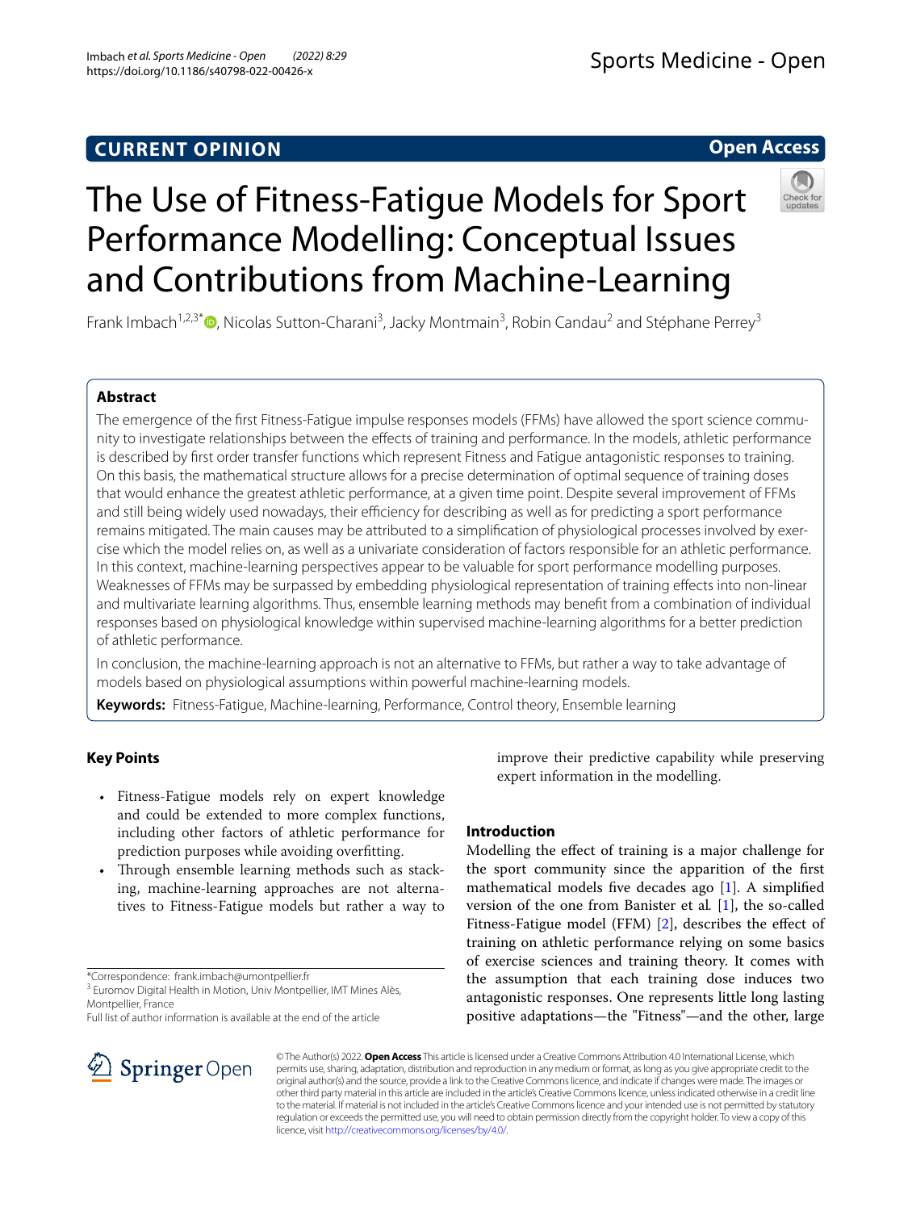CURRENT OPINION

Open Access

# The Use of Fitness-Fatigue Models for Sport Performance Modelling: Conceptual Issues and Contributions from Machine-Learning

Frank Imbach[1,2,3*], Nicolas Sutton-Charani[3], Jacky Montmain[3], Robin Candau[2] and Stéphane Perrey[3]

## Abstract

The emergence of the first Fitness-Fatigue impulse responses models (FFMs) have allowed the sport science community to investigate relationships between the effects of training and performance. In the models, athletic performance is described by first order transfer functions which represent Fitness and Fatigue antagonistic responses to training. On this basis, the mathematical structure allows for a precise determination of optimal sequence of training doses that would enhance the greatest athletic performance, at a given time point. Despite several improvement of FFMs and still being widely used nowadays, their efficiency for describing as well as for predicting a sport performance remains mitigated. The main causes may be attributed to a simplification of physiological processes involved by exercise which the model relies on, as well as a univariate consideration of factors responsible for an athletic performance. In this context, machine-learning perspectives appear to be valuable for sport performance modelling purposes. Weaknesses of FFMs may be surpassed by embedding physiological representation of training effects into non-linear and multivariate learning algorithms. Thus, ensemble learning methods may benefit from a combination of individual responses based on physiological knowledge within supervised machine-learning algorithms for a better prediction of athletic performance.

In conclusion, the machine-learning approach is not an alternative to FFMs, but rather a way to take advantage of models based on physiological assumptions within powerful machine-learning models.

**Keywords:** Fitness-Fatigue, Machine-learning, Performance, Control theory, Ensemble learning

## Key Points

- Fitness-Fatigue models rely on expert knowledge and could be extended to more complex functions, including other factors of athletic performance for prediction purposes while avoiding overfitting.
- Through ensemble learning methods such as stacking, machine-learning approaches are not alternatives to Fitness-Fatigue models but rather a way to improve their predictive capability while preserving expert information in the modelling.

*Correspondence: frank.imbach@umontpellier.fr
[3] Euromov Digital Health in Motion, Univ Montpellier, IMT Mines Alès, Montpellier, France
Full list of author information is available at the end of the article

## Introduction

Modelling the effect of training is a major challenge for the sport community since the apparition of the first mathematical models five decades ago [1]. A simplified version of the one from Banister et al. [1], the so-called Fitness-Fatigue model (FFM) [2], describes the effect of training on athletic performance relying on some basics of exercise sciences and training theory. It comes with the assumption that each training dose induces two antagonistic responses. One represents little long lasting positive adaptations—the "Fitness"—and the other, large

© The Author(s) 2022. **Open Access** This article is licensed under a Creative Commons Attribution 4.0 International License, which permits use, sharing, adaptation, distribution and reproduction in any medium or format, as long as you give appropriate credit to the original author(s) and the source, provide a link to the Creative Commons licence, and indicate if changes were made. The images or other third party material in this article are included in the article's Creative Commons licence, unless indicated otherwise in a credit line to the material. If material is not included in the article's Creative Commons licence and your intended use is not permitted by statutory regulation or exceeds the permitted use, you will need to obtain permission directly from the copyright holder. To view a copy of this licence, visit http://creativecommons.org/licenses/by/4.0/.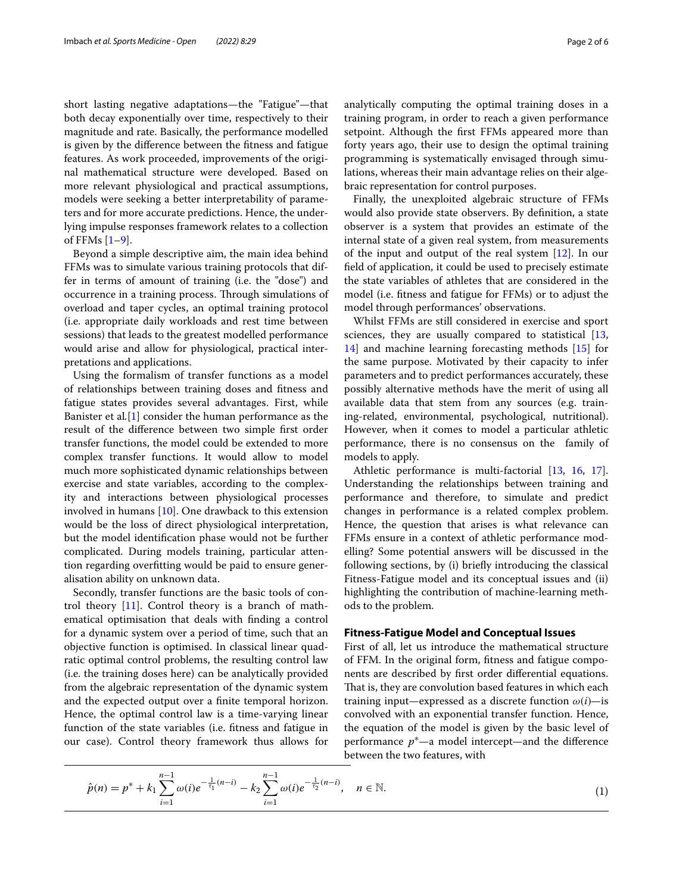short lasting negative adaptations—the "Fatigue"—that both decay exponentially over time, respectively to their magnitude and rate. Basically, the performance modelled is given by the difference between the fitness and fatigue features. As work proceeded, improvements of the original mathematical structure were developed. Based on more relevant physiological and practical assumptions, models were seeking a better interpretability of parameters and for more accurate predictions. Hence, the underlying impulse responses framework relates to a collection of FFMs [1–9].

Beyond a simple descriptive aim, the main idea behind FFMs was to simulate various training protocols that differ in terms of amount of training (i.e. the "dose") and occurrence in a training process. Through simulations of overload and taper cycles, an optimal training protocol (i.e. appropriate daily workloads and rest time between sessions) that leads to the greatest modelled performance would arise and allow for physiological, practical interpretations and applications.

Using the formalism of transfer functions as a model of relationships between training doses and fitness and fatigue states provides several advantages. First, while Banister et al.[1] consider the human performance as the result of the difference between two simple first order transfer functions, the model could be extended to more complex transfer functions. It would allow to model much more sophisticated dynamic relationships between exercise and state variables, according to the complexity and interactions between physiological processes involved in humans [10]. One drawback to this extension would be the loss of direct physiological interpretation, but the model identification phase would not be further complicated. During models training, particular attention regarding overfitting would be paid to ensure generalisation ability on unknown data.

Secondly, transfer functions are the basic tools of control theory [11]. Control theory is a branch of mathematical optimisation that deals with finding a control for a dynamic system over a period of time, such that an objective function is optimised. In classical linear quadratic optimal control problems, the resulting control law (i.e. the training doses here) can be analytically provided from the algebraic representation of the dynamic system and the expected output over a finite temporal horizon. Hence, the optimal control law is a time-varying linear function of the state variables (i.e. fitness and fatigue in our case). Control theory framework thus allows for analytically computing the optimal training doses in a training program, in order to reach a given performance setpoint. Although the first FFMs appeared more than forty years ago, their use to design the optimal training programming is systematically envisaged through simulations, whereas their main advantage relies on their algebraic representation for control purposes.

Finally, the unexploited algebraic structure of FFMs would also provide state observers. By definition, a state observer is a system that provides an estimate of the internal state of a given real system, from measurements of the input and output of the real system [12]. In our field of application, it could be used to precisely estimate the state variables of athletes that are considered in the model (i.e. fitness and fatigue for FFMs) or to adjust the model through performances' observations.

Whilst FFMs are still considered in exercise and sport sciences, they are usually compared to statistical [13, 14] and machine learning forecasting methods [15] for the same purpose. Motivated by their capacity to infer parameters and to predict performances accurately, these possibly alternative methods have the merit of using all available data that stem from any sources (e.g. training-related, environmental, psychological, nutritional). However, when it comes to model a particular athletic performance, there is no consensus on the family of models to apply.

Athletic performance is multi-factorial [13, 16, 17]. Understanding the relationships between training and performance and therefore, to simulate and predict changes in performance is a related complex problem. Hence, the question that arises is what relevance can FFMs ensure in a context of athletic performance modelling? Some potential answers will be discussed in the following sections, by (i) briefly introducing the classical Fitness-Fatigue model and its conceptual issues and (ii) highlighting the contribution of machine-learning methods to the problem.

## Fitness-Fatigue Model and Conceptual Issues

First of all, let us introduce the mathematical structure of FFM. In the original form, fitness and fatigue components are described by first order differential equations. That is, they are convolution based features in which each training input—expressed as a discrete function $\omega(i)$—is convolved with an exponential transfer function. Hence, the equation of the model is given by the basic level of performance $p^*$—a model intercept—and the difference between the two features, with

$$\hat{p}(n) = p^* + k_1 \sum_{i=1}^{n-1} \omega(i) e^{-\frac{1}{\tau_1}(n-i)} - k_2 \sum_{i=1}^{n-1} \omega(i) e^{-\frac{1}{\tau_2}(n-i)}, \quad n \in \mathbb{N}. \tag{1}$$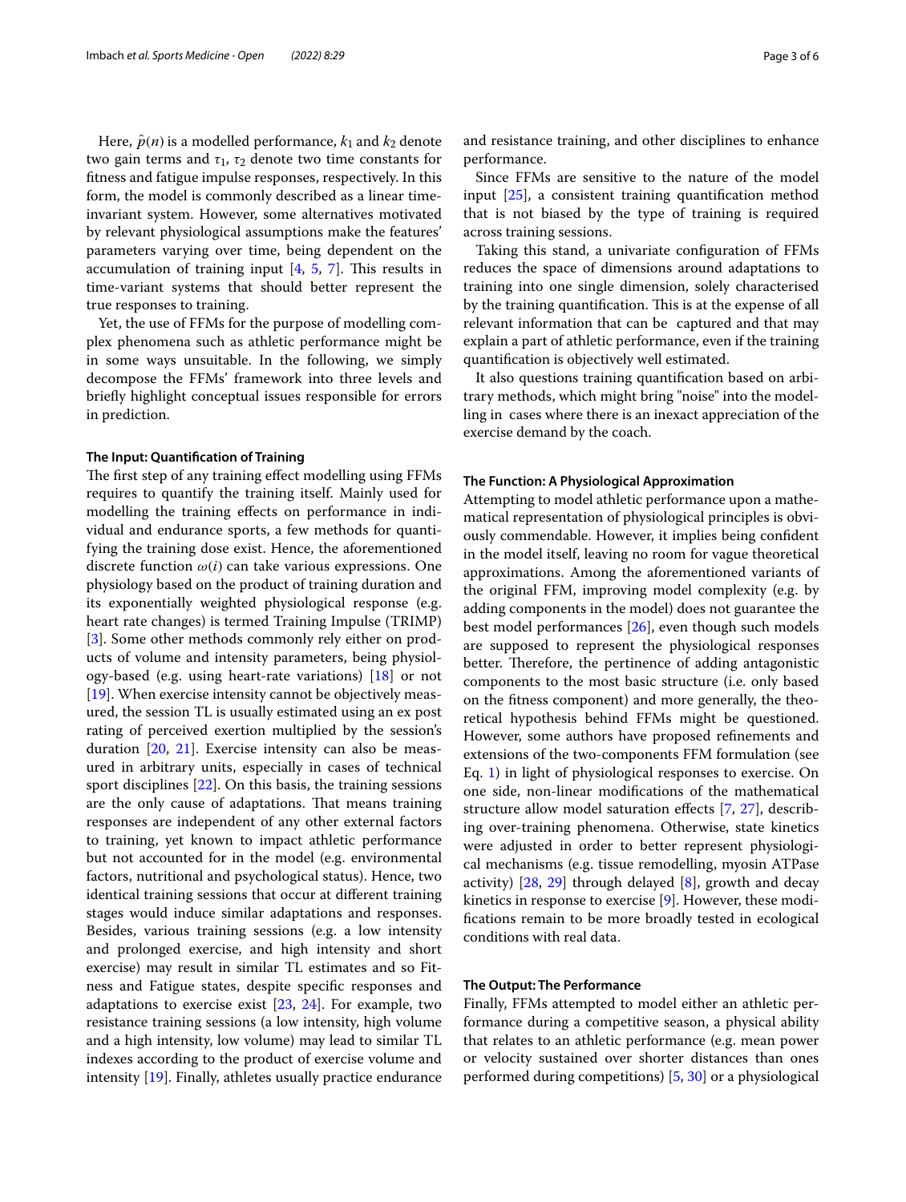Here, $\hat{p}(n)$ is a modelled performance, $k_1$ and $k_2$ denote two gain terms and $\tau_1$, $\tau_2$ denote two time constants for fitness and fatigue impulse responses, respectively. In this form, the model is commonly described as a linear time-invariant system. However, some alternatives motivated by relevant physiological assumptions make the features' parameters varying over time, being dependent on the accumulation of training input [4, 5, 7]. This results in time-variant systems that should better represent the true responses to training.

Yet, the use of FFMs for the purpose of modelling complex phenomena such as athletic performance might be in some ways unsuitable. In the following, we simply decompose the FFMs' framework into three levels and briefly highlight conceptual issues responsible for errors in prediction.

### The Input: Quantification of Training

The first step of any training effect modelling using FFMs requires to quantify the training itself. Mainly used for modelling the training effects on performance in individual and endurance sports, a few methods for quantifying the training dose exist. Hence, the aforementioned discrete function $\omega(i)$ can take various expressions. One physiology based on the product of training duration and its exponentially weighted physiological response (e.g. heart rate changes) is termed Training Impulse (TRIMP) [3]. Some other methods commonly rely either on products of volume and intensity parameters, being physiology-based (e.g. using heart-rate variations) [18] or not [19]. When exercise intensity cannot be objectively measured, the session TL is usually estimated using an ex post rating of perceived exertion multiplied by the session's duration [20, 21]. Exercise intensity can also be measured in arbitrary units, especially in cases of technical sport disciplines [22]. On this basis, the training sessions are the only cause of adaptations. That means training responses are independent of any other external factors to training, yet known to impact athletic performance but not accounted for in the model (e.g. environmental factors, nutritional and psychological status). Hence, two identical training sessions that occur at different training stages would induce similar adaptations and responses. Besides, various training sessions (e.g. a low intensity and prolonged exercise, and high intensity and short exercise) may result in similar TL estimates and so Fitness and Fatigue states, despite specific responses and adaptations to exercise exist [23, 24]. For example, two resistance training sessions (a low intensity, high volume and a high intensity, low volume) may lead to similar TL indexes according to the product of exercise volume and intensity [19]. Finally, athletes usually practice endurance and resistance training, and other disciplines to enhance performance.

Since FFMs are sensitive to the nature of the model input [25], a consistent training quantification method that is not biased by the type of training is required across training sessions.

Taking this stand, a univariate configuration of FFMs reduces the space of dimensions around adaptations to training into one single dimension, solely characterised by the training quantification. This is at the expense of all relevant information that can be captured and that may explain a part of athletic performance, even if the training quantification is objectively well estimated.

It also questions training quantification based on arbitrary methods, which might bring "noise" into the modelling in cases where there is an inexact appreciation of the exercise demand by the coach.

### The Function: A Physiological Approximation

Attempting to model athletic performance upon a mathematical representation of physiological principles is obviously commendable. However, it implies being confident in the model itself, leaving no room for vague theoretical approximations. Among the aforementioned variants of the original FFM, improving model complexity (e.g. by adding components in the model) does not guarantee the best model performances [26], even though such models are supposed to represent the physiological responses better. Therefore, the pertinence of adding antagonistic components to the most basic structure (i.e. only based on the fitness component) and more generally, the theoretical hypothesis behind FFMs might be questioned. However, some authors have proposed refinements and extensions of the two-components FFM formulation (see Eq. 1) in light of physiological responses to exercise. On one side, non-linear modifications of the mathematical structure allow model saturation effects [7, 27], describing over-training phenomena. Otherwise, state kinetics were adjusted in order to better represent physiological mechanisms (e.g. tissue remodelling, myosin ATPase activity) [28, 29] through delayed [8], growth and decay kinetics in response to exercise [9]. However, these modifications remain to be more broadly tested in ecological conditions with real data.

### The Output: The Performance

Finally, FFMs attempted to model either an athletic performance during a competitive season, a physical ability that relates to an athletic performance (e.g. mean power or velocity sustained over shorter distances than ones performed during competitions) [5, 30] or a physiological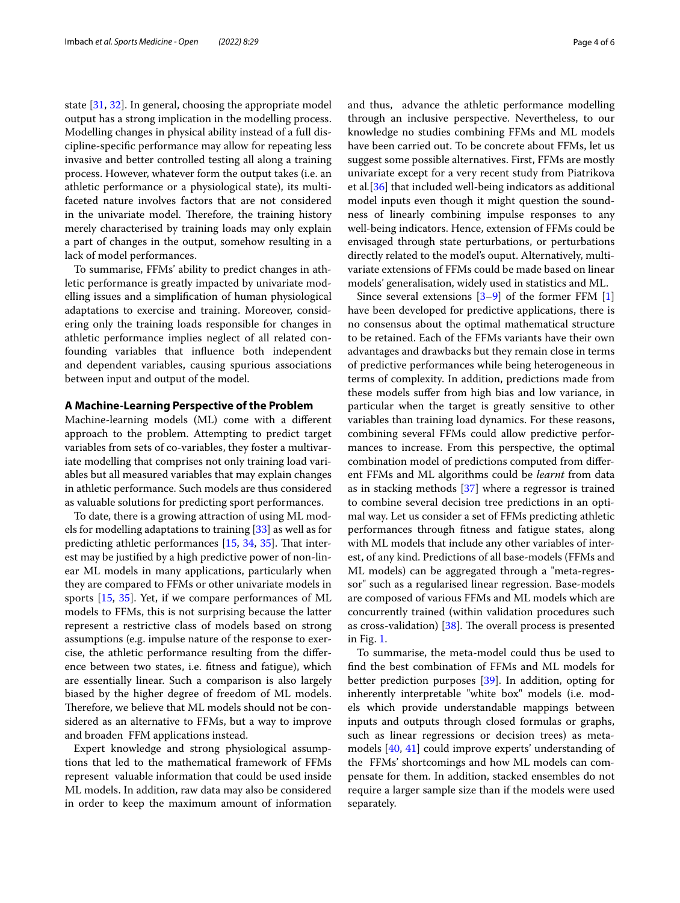state [31, 32]. In general, choosing the appropriate model output has a strong implication in the modelling process. Modelling changes in physical ability instead of a full discipline-specific performance may allow for repeating less invasive and better controlled testing all along a training process. However, whatever form the output takes (i.e. an athletic performance or a physiological state), its multifaceted nature involves factors that are not considered in the univariate model. Therefore, the training history merely characterised by training loads may only explain a part of changes in the output, somehow resulting in a lack of model performances.

To summarise, FFMs' ability to predict changes in athletic performance is greatly impacted by univariate modelling issues and a simplification of human physiological adaptations to exercise and training. Moreover, considering only the training loads responsible for changes in athletic performance implies neglect of all related confounding variables that influence both independent and dependent variables, causing spurious associations between input and output of the model.

## A Machine-Learning Perspective of the Problem

Machine-learning models (ML) come with a different approach to the problem. Attempting to predict target variables from sets of co-variables, they foster a multivariate modelling that comprises not only training load variables but all measured variables that may explain changes in athletic performance. Such models are thus considered as valuable solutions for predicting sport performances.

To date, there is a growing attraction of using ML models for modelling adaptations to training [33] as well as for predicting athletic performances [15, 34, 35]. That interest may be justified by a high predictive power of non-linear ML models in many applications, particularly when they are compared to FFMs or other univariate models in sports [15, 35]. Yet, if we compare performances of ML models to FFMs, this is not surprising because the latter represent a restrictive class of models based on strong assumptions (e.g. impulse nature of the response to exercise, the athletic performance resulting from the difference between two states, i.e. fitness and fatigue), which are essentially linear. Such a comparison is also largely biased by the higher degree of freedom of ML models. Therefore, we believe that ML models should not be considered as an alternative to FFMs, but a way to improve and broaden FFM applications instead.

Expert knowledge and strong physiological assumptions that led to the mathematical framework of FFMs represent valuable information that could be used inside ML models. In addition, raw data may also be considered in order to keep the maximum amount of information and thus, advance the athletic performance modelling through an inclusive perspective. Nevertheless, to our knowledge no studies combining FFMs and ML models have been carried out. To be concrete about FFMs, let us suggest some possible alternatives. First, FFMs are mostly univariate except for a very recent study from Piatrikova et al.[36] that included well-being indicators as additional model inputs even though it might question the soundness of linearly combining impulse responses to any well-being indicators. Hence, extension of FFMs could be envisaged through state perturbations, or perturbations directly related to the model's ouput. Alternatively, multivariate extensions of FFMs could be made based on linear models' generalisation, widely used in statistics and ML.

Since several extensions [3–9] of the former FFM [1] have been developed for predictive applications, there is no consensus about the optimal mathematical structure to be retained. Each of the FFMs variants have their own advantages and drawbacks but they remain close in terms of predictive performances while being heterogeneous in terms of complexity. In addition, predictions made from these models suffer from high bias and low variance, in particular when the target is greatly sensitive to other variables than training load dynamics. For these reasons, combining several FFMs could allow predictive performances to increase. From this perspective, the optimal combination model of predictions computed from different FFMs and ML algorithms could be *learnt* from data as in stacking methods [37] where a regressor is trained to combine several decision tree predictions in an optimal way. Let us consider a set of FFMs predicting athletic performances through fitness and fatigue states, along with ML models that include any other variables of interest, of any kind. Predictions of all base-models (FFMs and ML models) can be aggregated through a "meta-regressor" such as a regularised linear regression. Base-models are composed of various FFMs and ML models which are concurrently trained (within validation procedures such as cross-validation) [38]. The overall process is presented in Fig. 1.

To summarise, the meta-model could thus be used to find the best combination of FFMs and ML models for better prediction purposes [39]. In addition, opting for inherently interpretable "white box" models (i.e. models which provide understandable mappings between inputs and outputs through closed formulas or graphs, such as linear regressions or decision trees) as meta-models [40, 41] could improve experts' understanding of the FFMs' shortcomings and how ML models can compensate for them. In addition, stacked ensembles do not require a larger sample size than if the models were used separately.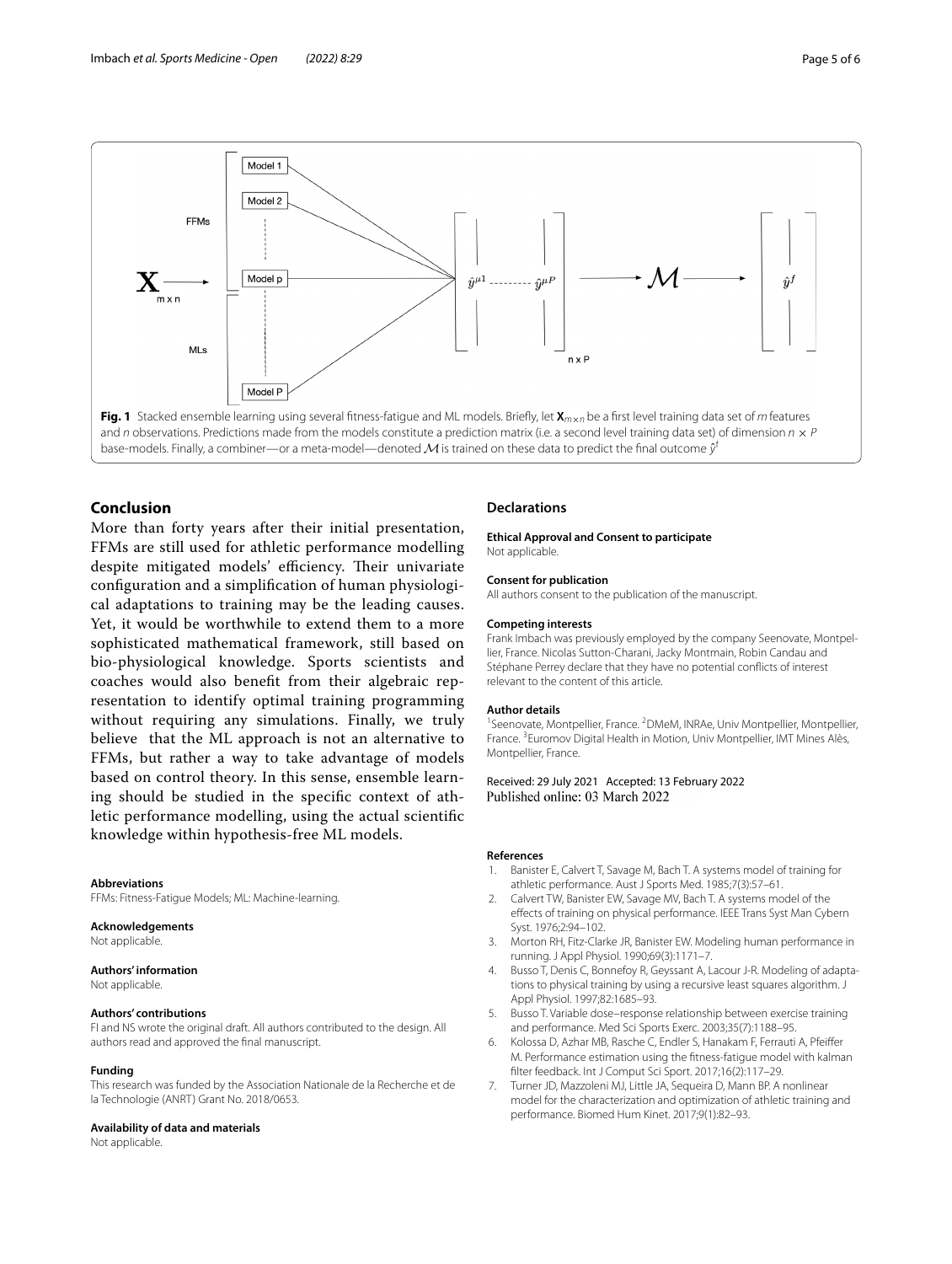Fig. 1 Stacked ensemble learning using several fitness-fatigue and ML models. Briefly, let $\mathbf{X}_{m \times n}$ be a first level training data set of $m$ features and $n$ observations. Predictions made from the models constitute a prediction matrix (i.e. a second level training data set) of dimension $n \times P$ base-models. Finally, a combiner—or a meta-model—denoted $\mathcal{M}$ is trained on these data to predict the final outcome $\hat{y}^f$

## Conclusion

More than forty years after their initial presentation, FFMs are still used for athletic performance modelling despite mitigated models' efficiency. Their univariate configuration and a simplification of human physiological adaptations to training may be the leading causes. Yet, it would be worthwhile to extend them to a more sophisticated mathematical framework, still based on bio-physiological knowledge. Sports scientists and coaches would also benefit from their algebraic representation to identify optimal training programming without requiring any simulations. Finally, we truly believe that the ML approach is not an alternative to FFMs, but rather a way to take advantage of models based on control theory. In this sense, ensemble learning should be studied in the specific context of athletic performance modelling, using the actual scientific knowledge within hypothesis-free ML models.

#### Abbreviations

FFMs: Fitness-Fatigue Models; ML: Machine-learning.

#### Acknowledgements

Not applicable.

#### Authors' information

Not applicable.

#### Authors' contributions

FI and NS wrote the original draft. All authors contributed to the design. All authors read and approved the final manuscript.

#### Funding

This research was funded by the Association Nationale de la Recherche et de la Technologie (ANRT) Grant No. 2018/0653.

#### Availability of data and materials

Not applicable.

## Declarations

#### Ethical Approval and Consent to participate

Not applicable.

#### Consent for publication

All authors consent to the publication of the manuscript.

#### Competing interests

Frank Imbach was previously employed by the company Seenovate, Montpellier, France. Nicolas Sutton-Charani, Jacky Montmain, Robin Candau and Stéphane Perrey declare that they have no potential conflicts of interest relevant to the content of this article.

#### Author details

[1]Seenovate, Montpellier, France. [2]DMeM, INRAe, Univ Montpellier, Montpellier, France. [3]Euromov Digital Health in Motion, Univ Montpellier, IMT Mines Alès, Montpellier, France.

Received: 29 July 2021 Accepted: 13 February 2022
Published online: 03 March 2022

#### References

1. Banister E, Calvert T, Savage M, Bach T. A systems model of training for athletic performance. Aust J Sports Med. 1985;7(3):57–61.
2. Calvert TW, Banister EW, Savage MV, Bach T. A systems model of the effects of training on physical performance. IEEE Trans Syst Man Cybern Syst. 1976;2:94–102.
3. Morton RH, Fitz-Clarke JR, Banister EW. Modeling human performance in running. J Appl Physiol. 1990;69(3):1171–7.
4. Busso T, Denis C, Bonnefoy R, Geyssant A, Lacour J-R. Modeling of adaptations to physical training by using a recursive least squares algorithm. J Appl Physiol. 1997;82:1685–93.
5. Busso T. Variable dose–response relationship between exercise training and performance. Med Sci Sports Exerc. 2003;35(7):1188–95.
6. Kolossa D, Azhar MB, Rasche C, Endler S, Hanakam F, Ferrauti A, Pfeiffer M. Performance estimation using the fitness-fatigue model with kalman filter feedback. Int J Comput Sci Sport. 2017;16(2):117–29.
7. Turner JD, Mazzoleni MJ, Little JA, Sequeira D, Mann BP. A nonlinear model for the characterization and optimization of athletic training and performance. Biomed Hum Kinet. 2017;9(1):82–93.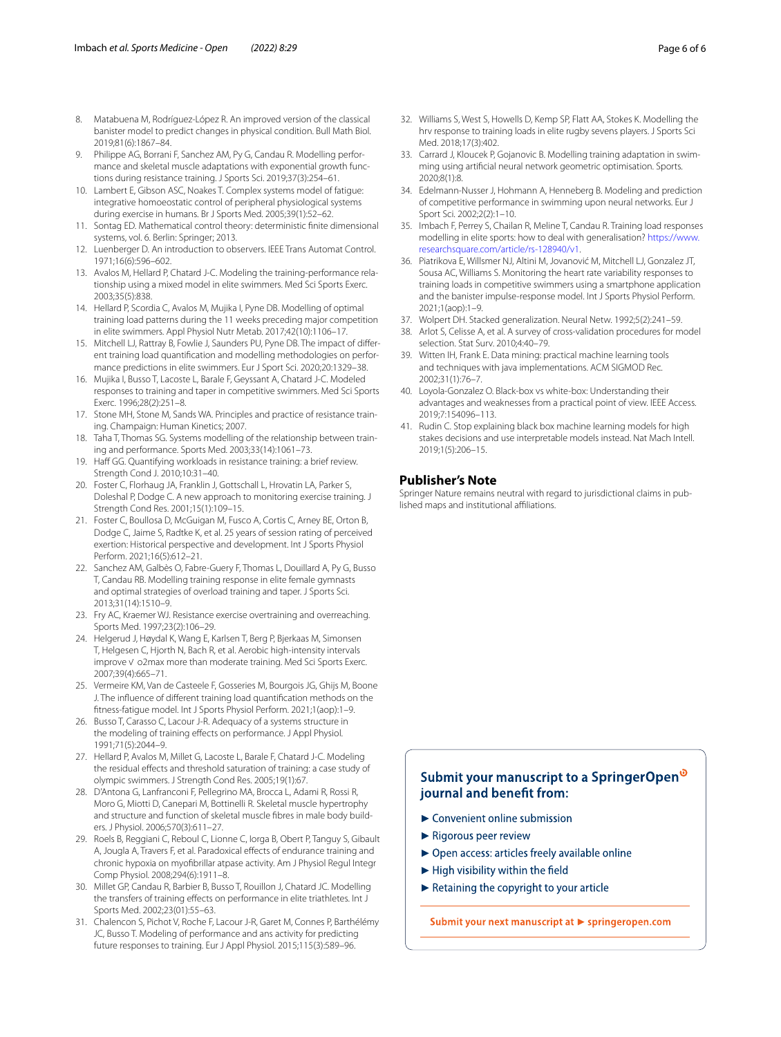8. Matabuena M, Rodríguez-López R. An improved version of the classical banister model to predict changes in physical condition. Bull Math Biol. 2019;81(6):1867–84.
9. Philippe AG, Borrani F, Sanchez AM, Py G, Candau R. Modelling performance and skeletal muscle adaptations with exponential growth functions during resistance training. J Sports Sci. 2019;37(3):254–61.
10. Lambert E, Gibson ASC, Noakes T. Complex systems model of fatigue: integrative homoeostatic control of peripheral physiological systems during exercise in humans. Br J Sports Med. 2005;39(1):52–62.
11. Sontag ED. Mathematical control theory: deterministic finite dimensional systems, vol. 6. Berlin: Springer; 2013.
12. Luenberger D. An introduction to observers. IEEE Trans Automat Control. 1971;16(6):596–602.
13. Avalos M, Hellard P, Chatard J-C. Modeling the training-performance relationship using a mixed model in elite swimmers. Med Sci Sports Exerc. 2003;35(5):838.
14. Hellard P, Scordia C, Avalos M, Mujika I, Pyne DB. Modelling of optimal training load patterns during the 11 weeks preceding major competition in elite swimmers. Appl Physiol Nutr Metab. 2017;42(10):1106–17.
15. Mitchell LJ, Rattray B, Fowlie J, Saunders PU, Pyne DB. The impact of different training load quantification and modelling methodologies on performance predictions in elite swimmers. Eur J Sport Sci. 2020;20:1329–38.
16. Mujika I, Busso T, Lacoste L, Barale F, Geyssant A, Chatard J-C. Modeled responses to training and taper in competitive swimmers. Med Sci Sports Exerc. 1996;28(2):251–8.
17. Stone MH, Stone M, Sands WA. Principles and practice of resistance training. Champaign: Human Kinetics; 2007.
18. Taha T, Thomas SG. Systems modelling of the relationship between training and performance. Sports Med. 2003;33(14):1061–73.
19. Haff GG. Quantifying workloads in resistance training: a brief review. Strength Cond J. 2010;10:31–40.
20. Foster C, Florhaug JA, Franklin J, Gottschall L, Hrovatin LA, Parker S, Doleshal P, Dodge C. A new approach to monitoring exercise training. J Strength Cond Res. 2001;15(1):109–15.
21. Foster C, Boullosa D, McGuigan M, Fusco A, Cortis C, Arney BE, Orton B, Dodge C, Jaime S, Radtke K, et al. 25 years of session rating of perceived exertion: Historical perspective and development. Int J Sports Physiol Perform. 2021;16(5):612–21.
22. Sanchez AM, Galbès O, Fabre-Guery F, Thomas L, Douillard A, Py G, Busso T, Candau RB. Modelling training response in elite female gymnasts and optimal strategies of overload training and taper. J Sports Sci. 2013;31(14):1510–9.
23. Fry AC, Kraemer WJ. Resistance exercise overtraining and overreaching. Sports Med. 1997;23(2):106–29.
24. Helgerud J, Høydal K, Wang E, Karlsen T, Berg P, Bjerkaas M, Simonsen T, Helgesen C, Hjorth N, Bach R, et al. Aerobic high-intensity intervals improve v o2max more than moderate training. Med Sci Sports Exerc. 2007;39(4):665–71.
25. Vermeire KM, Van de Casteele F, Gosseries M, Bourgois JG, Ghijs M, Boone J. The influence of different training load quantification methods on the fitness-fatigue model. Int J Sports Physiol Perform. 2021;1(aop):1–9.
26. Busso T, Carasso C, Lacour J-R. Adequacy of a systems structure in the modeling of training effects on performance. J Appl Physiol. 1991;71(5):2044–9.
27. Hellard P, Avalos M, Millet G, Lacoste L, Barale F, Chatard J-C. Modeling the residual effects and threshold saturation of training: a case study of olympic swimmers. J Strength Cond Res. 2005;19(1):67.
28. D'Antona G, Lanfranconi F, Pellegrino MA, Brocca L, Adami R, Rossi R, Moro G, Miotti D, Canepari M, Bottinelli R. Skeletal muscle hypertrophy and structure and function of skeletal muscle fibres in male body builders. J Physiol. 2006;570(3):611–27.
29. Roels B, Reggiani C, Reboul C, Lionne C, Iorga B, Obert P, Tanguy S, Gibault A, Jougla A, Travers F, et al. Paradoxical effects of endurance training and chronic hypoxia on myofibrillar atpase activity. Am J Physiol Regul Integr Comp Physiol. 2008;294(6):1911–8.
30. Millet GP, Candau R, Barbier B, Busso T, Rouillon J, Chatard JC. Modelling the transfers of training effects on performance in elite triathletes. Int J Sports Med. 2002;23(01):55–63.
31. Chalencon S, Pichot V, Roche F, Lacour J-R, Garet M, Connes P, Barthélémy JC, Busso T. Modeling of performance and ans activity for predicting future responses to training. Eur J Appl Physiol. 2015;115(3):589–96.
32. Williams S, West S, Howells D, Kemp SP, Flatt AA, Stokes K. Modelling the hrv response to training loads in elite rugby sevens players. J Sports Sci Med. 2018;17(3):402.
33. Carrard J, Kloucek P, Gojanovic B. Modelling training adaptation in swimming using artificial neural network geometric optimisation. Sports. 2020;8(1):8.
34. Edelmann-Nusser J, Hohmann A, Henneberg B. Modeling and prediction of competitive performance in swimming upon neural networks. Eur J Sport Sci. 2002;2(2):1–10.
35. Imbach F, Perrey S, Chailan R, Meline T, Candau R. Training load responses modelling in elite sports: how to deal with generalisation? https://www.researchsquare.com/article/rs-128940/v1.
36. Piatrikova E, Willsmer NJ, Altini M, Jovanović M, Mitchell LJ, Gonzalez JT, Sousa AC, Williams S. Monitoring the heart rate variability responses to training loads in competitive swimmers using a smartphone application and the banister impulse-response model. Int J Sports Physiol Perform. 2021;1(aop):1–9.
37. Wolpert DH. Stacked generalization. Neural Netw. 1992;5(2):241–59.
38. Arlot S, Celisse A, et al. A survey of cross-validation procedures for model selection. Stat Surv. 2010;4:40–79.
39. Witten IH, Frank E. Data mining: practical machine learning tools and techniques with java implementations. ACM SIGMOD Rec. 2002;31(1):76–7.
40. Loyola-Gonzalez O. Black-box vs white-box: Understanding their advantages and weaknesses from a practical point of view. IEEE Access. 2019;7:154096–113.
41. Rudin C. Stop explaining black box machine learning models for high stakes decisions and use interpretable models instead. Nat Mach Intell. 2019;1(5):206–15.

## Publisher's Note

Springer Nature remains neutral with regard to jurisdictional claims in published maps and institutional affiliations.

**Submit your manuscript to a SpringerOpen journal and benefit from:**

- Convenient online submission
- Rigorous peer review
- Open access: articles freely available online
- High visibility within the field
- Retaining the copyright to your article

**Submit your next manuscript at ▶ springeropen.com**